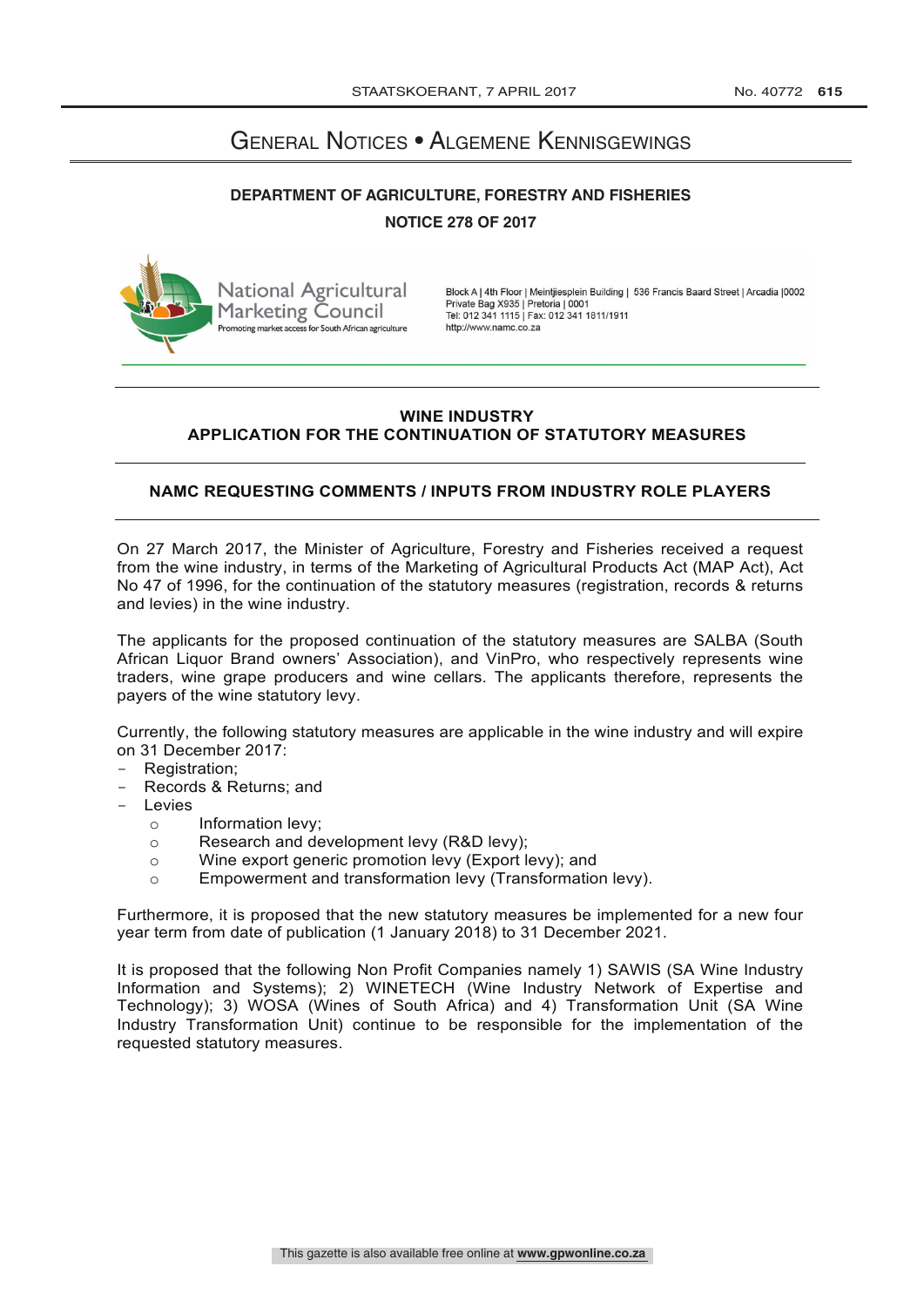# General Notices • Algemene Kennisgewings

**DEPARTMENT OF AGRICULTURE, FORESTRY AND FISHERIES**

**NOTICE 278 OF 2017**

National Agricultural Marketing Council
Promoting market access for South African agriculture

Block A | 4th Floor | Meintjiesplein Building | 536 Francis Baard Street | Arcadia |0002
Private Bag X935 | Pretoria | 0001
Tel: 012 341 1115 | Fax: 012 341 1811/1911
http://www.namc.co.za

## WINE INDUSTRY
## APPLICATION FOR THE CONTINUATION OF STATUTORY MEASURES

### NAMC REQUESTING COMMENTS / INPUTS FROM INDUSTRY ROLE PLAYERS

On 27 March 2017, the Minister of Agriculture, Forestry and Fisheries received a request from the wine industry, in terms of the Marketing of Agricultural Products Act (MAP Act), Act No 47 of 1996, for the continuation of the statutory measures (registration, records & returns and levies) in the wine industry.

The applicants for the proposed continuation of the statutory measures are SALBA (South African Liquor Brand owners' Association), and VinPro, who respectively represents wine traders, wine grape producers and wine cellars. The applicants therefore, represents the payers of the wine statutory levy.

Currently, the following statutory measures are applicable in the wine industry and will expire on 31 December 2017:

- Registration;
- Records & Returns; and
- Levies
  - Information levy;
  - Research and development levy (R&D levy);
  - Wine export generic promotion levy (Export levy); and
  - Empowerment and transformation levy (Transformation levy).

Furthermore, it is proposed that the new statutory measures be implemented for a new four year term from date of publication (1 January 2018) to 31 December 2021.

It is proposed that the following Non Profit Companies namely 1) SAWIS (SA Wine Industry Information and Systems); 2) WINETECH (Wine Industry Network of Expertise and Technology); 3) WOSA (Wines of South Africa) and 4) Transformation Unit (SA Wine Industry Transformation Unit) continue to be responsible for the implementation of the requested statutory measures.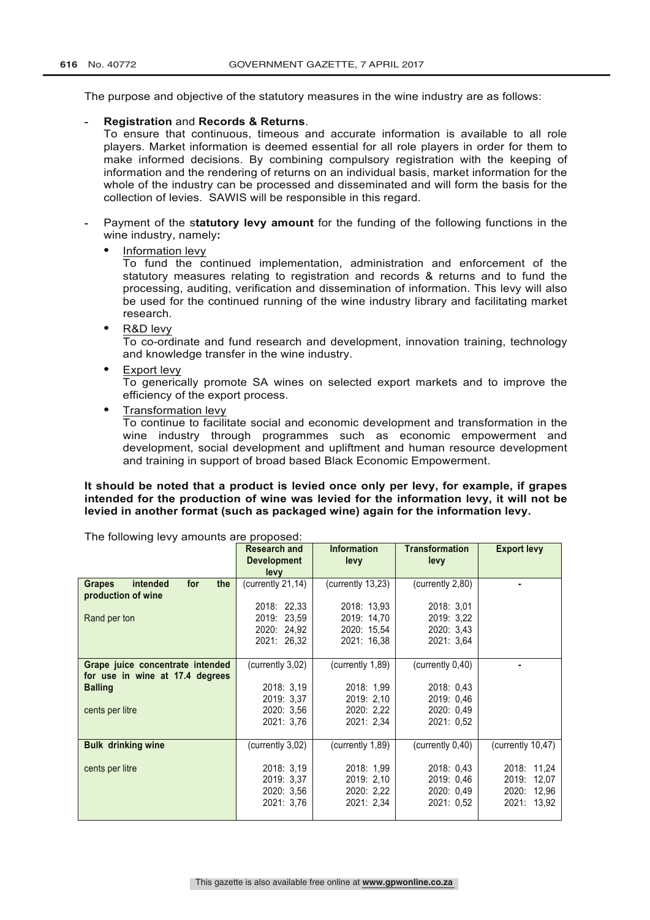The purpose and objective of the statutory measures in the wine industry are as follows:

- **Registration** and **Records & Returns**.
  To ensure that continuous, timeous and accurate information is available to all role players. Market information is deemed essential for all role players in order for them to make informed decisions. By combining compulsory registration with the keeping of information and the rendering of returns on an individual basis, market information for the whole of the industry can be processed and disseminated and will form the basis for the collection of levies. SAWIS will be responsible in this regard.

- Payment of the s**tatutory levy amount** for the funding of the following functions in the wine industry, namely**:**
  - Information levy
    To fund the continued implementation, administration and enforcement of the statutory measures relating to registration and records & returns and to fund the processing, auditing, verification and dissemination of information. This levy will also be used for the continued running of the wine industry library and facilitating market research.
  - R&D levy
    To co-ordinate and fund research and development, innovation training, technology and knowledge transfer in the wine industry.
  - Export levy
    To generically promote SA wines on selected export markets and to improve the efficiency of the export process.
  - Transformation levy
    To continue to facilitate social and economic development and transformation in the wine industry through programmes such as economic empowerment and development, social development and upliftment and human resource development and training in support of broad based Black Economic Empowerment.

**It should be noted that a product is levied once only per levy, for example, if grapes intended for the production of wine was levied for the information levy, it will not be levied in another format (such as packaged wine) again for the information levy.**

The following levy amounts are proposed:

| | Research and Development levy | Information levy | Transformation levy | Export levy |
|---|---|---|---|---|
| **Grapes intended for the production of wine**<br><br>Rand per ton | (currently 21,14)<br><br>2018: 22,33<br>2019: 23,59<br>2020: 24,92<br>2021: 26,32 | (currently 13,23)<br><br>2018: 13,93<br>2019: 14,70<br>2020: 15,54<br>2021: 16,38 | (currently 2,80)<br><br>2018: 3,01<br>2019: 3,22<br>2020: 3,43<br>2021: 3,64 | - |
| **Grape juice concentrate intended for use in wine at 17.4 degrees Balling**<br><br>cents per litre | (currently 3,02)<br><br>2018: 3,19<br>2019: 3,37<br>2020: 3,56<br>2021: 3,76 | (currently 1,89)<br><br>2018: 1,99<br>2019: 2,10<br>2020: 2,22<br>2021: 2,34 | (currently 0,40)<br><br>2018: 0,43<br>2019: 0,46<br>2020: 0,49<br>2021: 0,52 | - |
| **Bulk drinking wine**<br><br>cents per litre | (currently 3,02)<br><br>2018: 3,19<br>2019: 3,37<br>2020: 3,56<br>2021: 3,76 | (currently 1,89)<br><br>2018: 1,99<br>2019: 2,10<br>2020: 2,22<br>2021: 2,34 | (currently 0,40)<br><br>2018: 0,43<br>2019: 0,46<br>2020: 0,49<br>2021: 0,52 | (currently 10,47)<br><br>2018: 11,24<br>2019: 12,07<br>2020: 12,96<br>2021: 13,92 |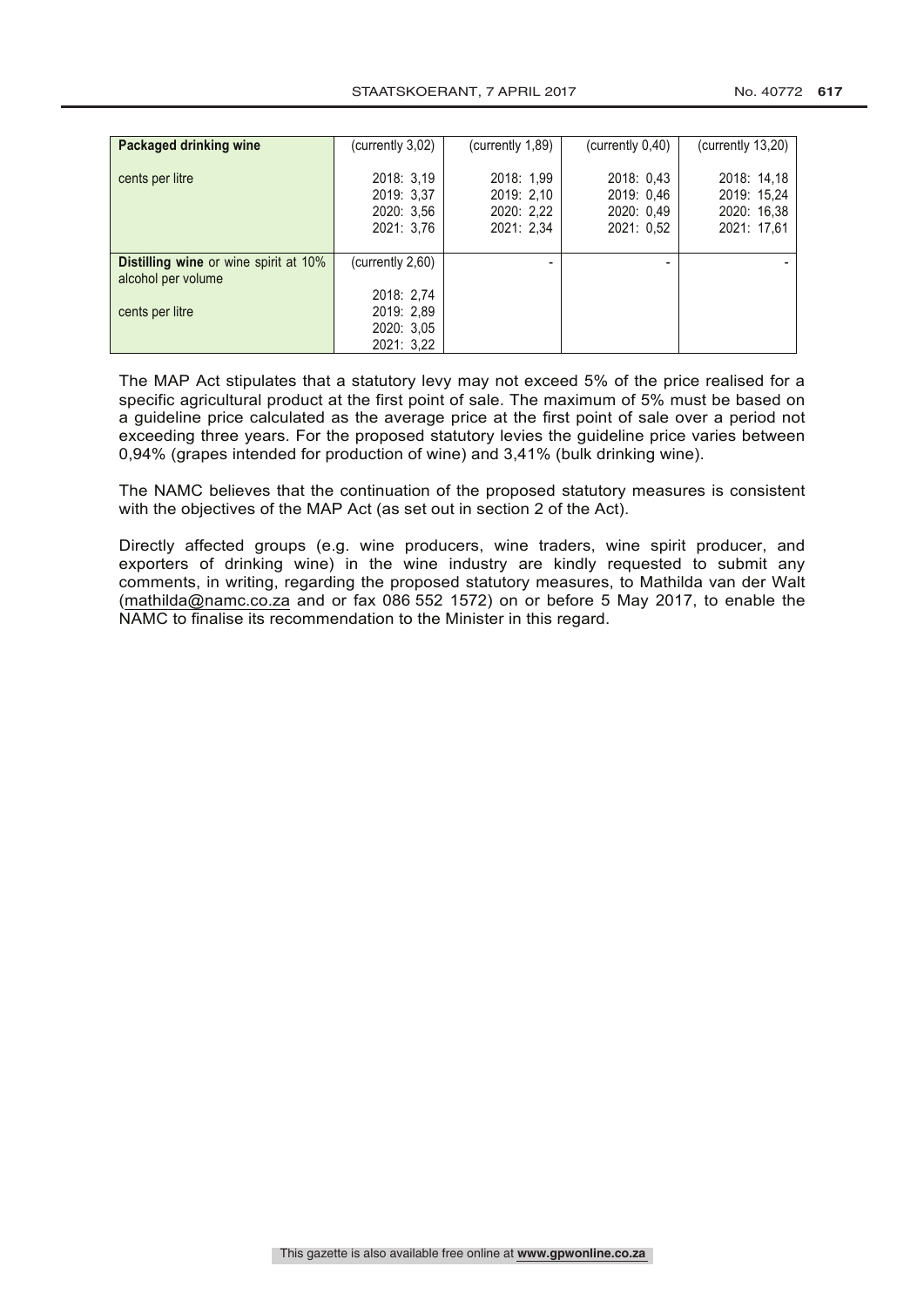| | | | | |
|---|---|---|---|---|
| **Packaged drinking wine**<br><br>cents per litre | (currently 3,02)<br><br>2018: 3,19<br>2019: 3,37<br>2020: 3,56<br>2021: 3,76 | (currently 1,89)<br><br>2018: 1,99<br>2019: 2,10<br>2020: 2,22<br>2021: 2,34 | (currently 0,40)<br><br>2018: 0,43<br>2019: 0,46<br>2020: 0,49<br>2021: 0,52 | (currently 13,20)<br><br>2018: 14,18<br>2019: 15,24<br>2020: 16,38<br>2021: 17,61 |
| **Distilling wine** or wine spirit at 10% alcohol per volume<br><br>cents per litre | (currently 2,60)<br><br>2018: 2,74<br>2019: 2,89<br>2020: 3,05<br>2021: 3,22 | - | - | - |

The MAP Act stipulates that a statutory levy may not exceed 5% of the price realised for a specific agricultural product at the first point of sale. The maximum of 5% must be based on a guideline price calculated as the average price at the first point of sale over a period not exceeding three years. For the proposed statutory levies the guideline price varies between 0,94% (grapes intended for production of wine) and 3,41% (bulk drinking wine).

The NAMC believes that the continuation of the proposed statutory measures is consistent with the objectives of the MAP Act (as set out in section 2 of the Act).

Directly affected groups (e.g. wine producers, wine traders, wine spirit producer, and exporters of drinking wine) in the wine industry are kindly requested to submit any comments, in writing, regarding the proposed statutory measures, to Mathilda van der Walt (mathilda@namc.co.za and or fax 086 552 1572) on or before 5 May 2017, to enable the NAMC to finalise its recommendation to the Minister in this regard.